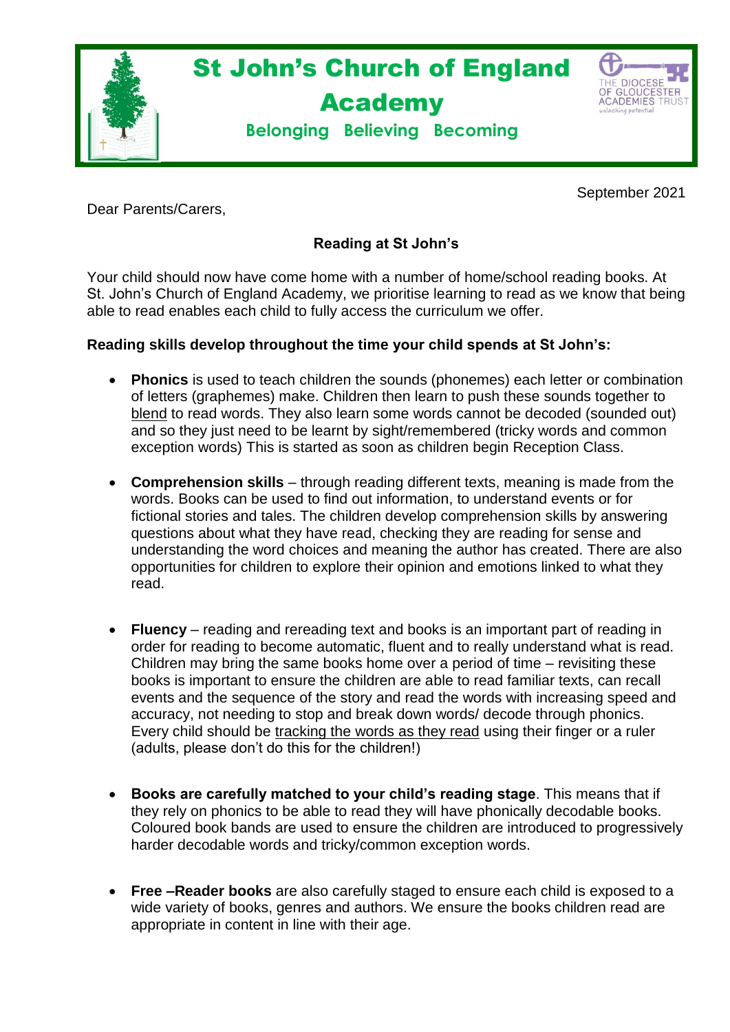# St John's Church of England Academy

**Belonging Believing Becoming**

THE DIOCESE OF GLOUCESTER ACADEMIES TRUST
unlocking potential

September 2021

Dear Parents/Carers,

**Reading at St John's**

Your child should now have come home with a number of home/school reading books. At St. John's Church of England Academy, we prioritise learning to read as we know that being able to read enables each child to fully access the curriculum we offer.

**Reading skills develop throughout the time your child spends at St John's:**

- **Phonics** is used to teach children the sounds (phonemes) each letter or combination of letters (graphemes) make. Children then learn to push these sounds together to blend to read words. They also learn some words cannot be decoded (sounded out) and so they just need to be learnt by sight/remembered (tricky words and common exception words) This is started as soon as children begin Reception Class.

- **Comprehension skills** – through reading different texts, meaning is made from the words. Books can be used to find out information, to understand events or for fictional stories and tales. The children develop comprehension skills by answering questions about what they have read, checking they are reading for sense and understanding the word choices and meaning the author has created. There are also opportunities for children to explore their opinion and emotions linked to what they read.

- **Fluency** – reading and rereading text and books is an important part of reading in order for reading to become automatic, fluent and to really understand what is read. Children may bring the same books home over a period of time – revisiting these books is important to ensure the children are able to read familiar texts, can recall events and the sequence of the story and read the words with increasing speed and accuracy, not needing to stop and break down words/ decode through phonics. Every child should be tracking the words as they read using their finger or a ruler (adults, please don't do this for the children!)

- **Books are carefully matched to your child's reading stage**. This means that if they rely on phonics to be able to read they will have phonically decodable books. Coloured book bands are used to ensure the children are introduced to progressively harder decodable words and tricky/common exception words.

- **Free –Reader books** are also carefully staged to ensure each child is exposed to a wide variety of books, genres and authors. We ensure the books children read are appropriate in content in line with their age.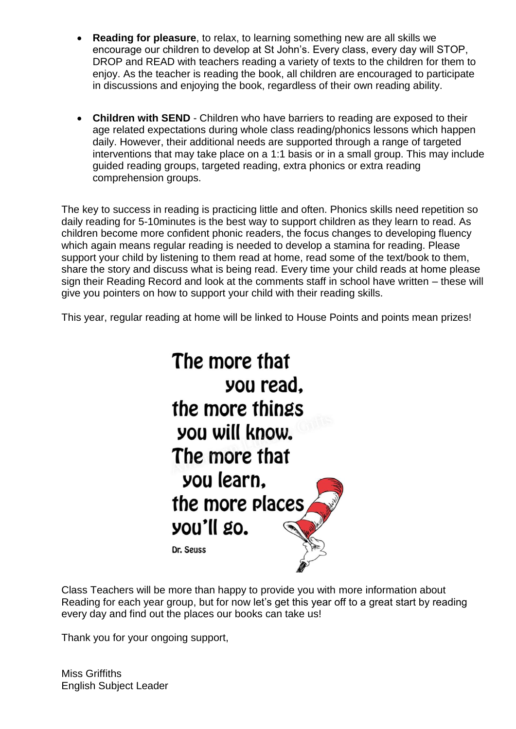- **Reading for pleasure**, to relax, to learning something new are all skills we encourage our children to develop at St John's. Every class, every day will STOP, DROP and READ with teachers reading a variety of texts to the children for them to enjoy. As the teacher is reading the book, all children are encouraged to participate in discussions and enjoying the book, regardless of their own reading ability.

- **Children with SEND** - Children who have barriers to reading are exposed to their age related expectations during whole class reading/phonics lessons which happen daily. However, their additional needs are supported through a range of targeted interventions that may take place on a 1:1 basis or in a small group. This may include guided reading groups, targeted reading, extra phonics or extra reading comprehension groups.

The key to success in reading is practicing little and often. Phonics skills need repetition so daily reading for 5-10minutes is the best way to support children as they learn to read. As children become more confident phonic readers, the focus changes to developing fluency which again means regular reading is needed to develop a stamina for reading. Please support your child by listening to them read at home, read some of the text/book to them, share the story and discuss what is being read. Every time your child reads at home please sign their Reading Record and look at the comments staff in school have written – these will give you pointers on how to support your child with their reading skills.

This year, regular reading at home will be linked to House Points and points mean prizes!

The more that you read, the more things you will know. The more that you learn, the more places you'll go.

Dr. Seuss

Class Teachers will be more than happy to provide you with more information about Reading for each year group, but for now let's get this year off to a great start by reading every day and find out the places our books can take us!

Thank you for your ongoing support,

Miss Griffiths
English Subject Leader